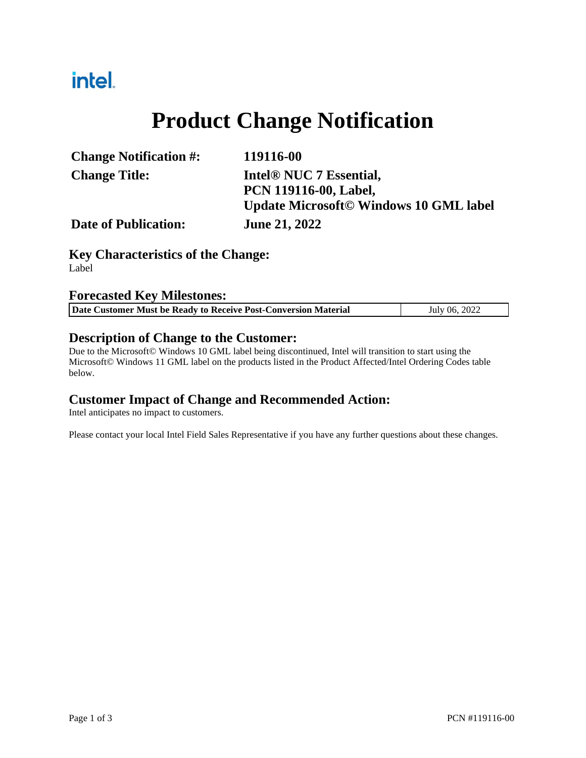intel.

# Product Change Notification

| | |
|---|---|
| **Change Notification #:** | **119116-00** |
| **Change Title:** | **Intel® NUC 7 Essential, PCN 119116-00, Label, Update Microsoft© Windows 10 GML label** |
| **Date of Publication:** | **June 21, 2022** |

## Key Characteristics of the Change:

Label

## Forecasted Key Milestones:

| | |
|---|---|
| **Date Customer Must be Ready to Receive Post-Conversion Material** | July 06, 2022 |

## Description of Change to the Customer:

Due to the Microsoft© Windows 10 GML label being discontinued, Intel will transition to start using the Microsoft© Windows 11 GML label on the products listed in the Product Affected/Intel Ordering Codes table below.

## Customer Impact of Change and Recommended Action:

Intel anticipates no impact to customers.

Please contact your local Intel Field Sales Representative if you have any further questions about these changes.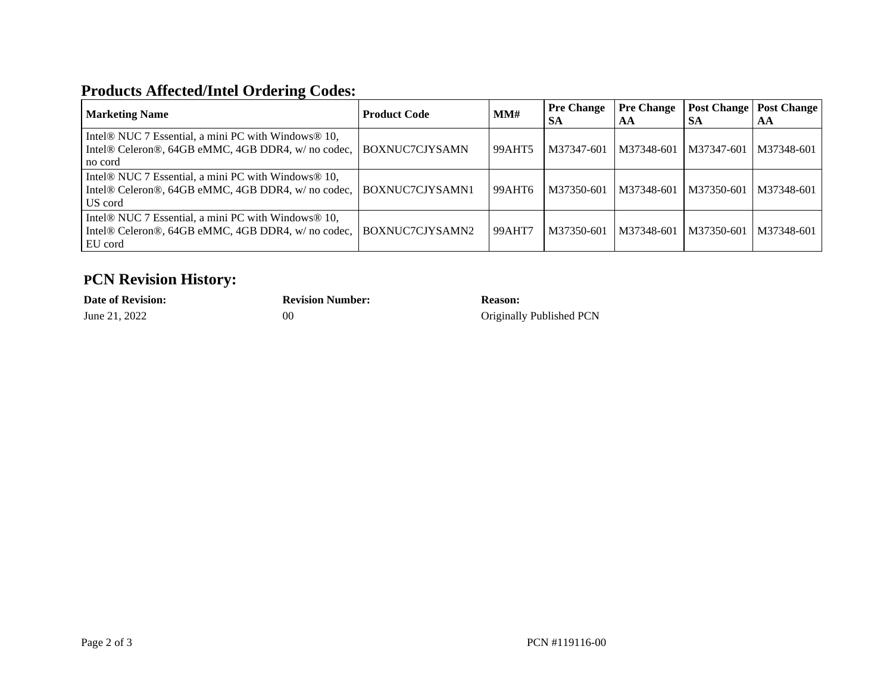## Products Affected/Intel Ordering Codes:

| Marketing Name | Product Code | MM# | Pre Change SA | Pre Change AA | Post Change SA | Post Change AA |
|---|---|---|---|---|---|---|
| Intel® NUC 7 Essential, a mini PC with Windows® 10, Intel® Celeron®, 64GB eMMC, 4GB DDR4, w/ no codec, no cord | BOXNUC7CJYSAMN | 99AHT5 | M37347-601 | M37348-601 | M37347-601 | M37348-601 |
| Intel® NUC 7 Essential, a mini PC with Windows® 10, Intel® Celeron®, 64GB eMMC, 4GB DDR4, w/ no codec, US cord | BOXNUC7CJYSAMN1 | 99AHT6 | M37350-601 | M37348-601 | M37350-601 | M37348-601 |
| Intel® NUC 7 Essential, a mini PC with Windows® 10, Intel® Celeron®, 64GB eMMC, 4GB DDR4, w/ no codec, EU cord | BOXNUC7CJYSAMN2 | 99AHT7 | M37350-601 | M37348-601 | M37350-601 | M37348-601 |

## PCN Revision History:

| **Date of Revision:** | **Revision Number:** | **Reason:** |
|---|---|---|
| June 21, 2022 | 00 | Originally Published PCN |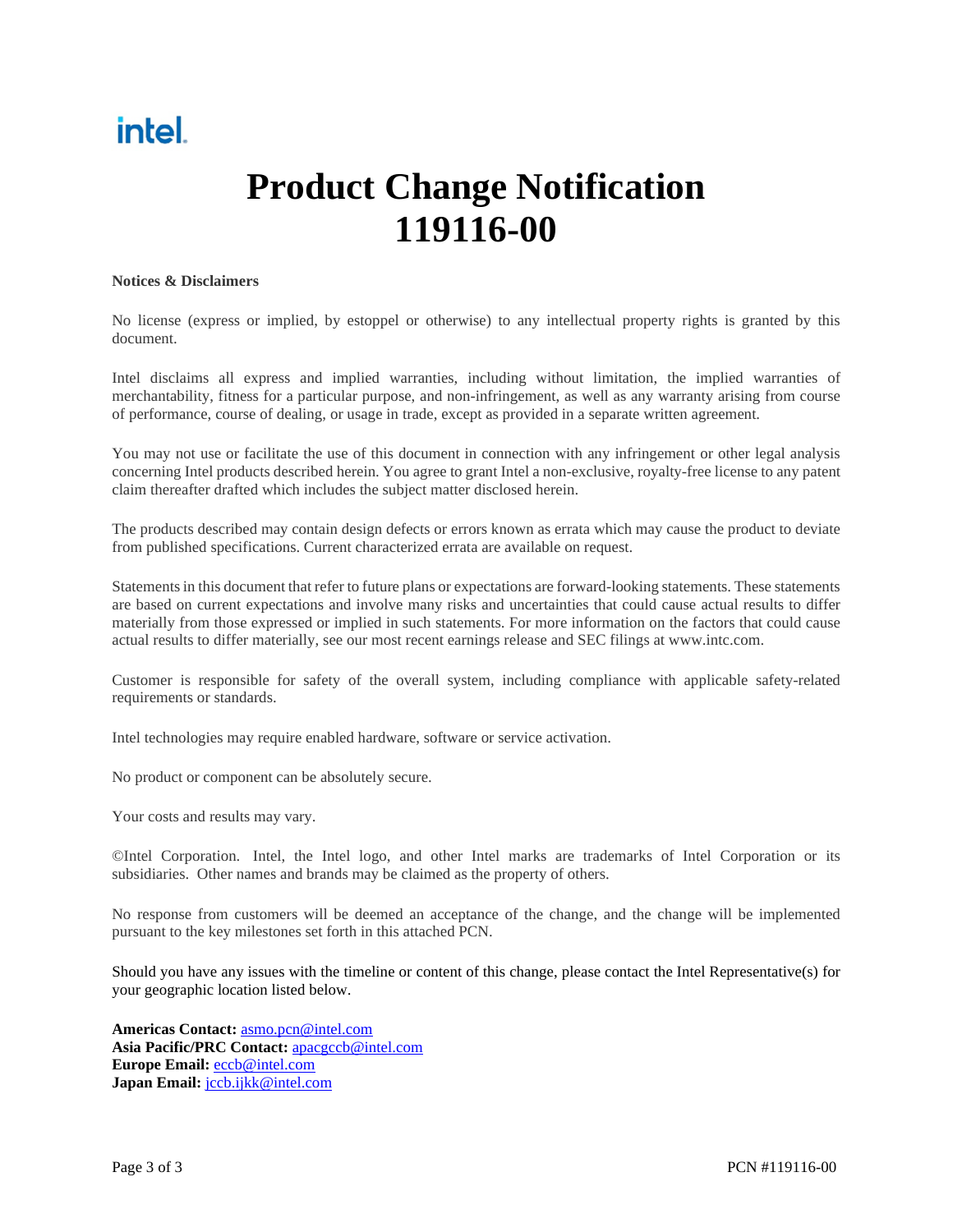intel.

# Product Change Notification 119116-00

**Notices & Disclaimers**

No license (express or implied, by estoppel or otherwise) to any intellectual property rights is granted by this document.

Intel disclaims all express and implied warranties, including without limitation, the implied warranties of merchantability, fitness for a particular purpose, and non-infringement, as well as any warranty arising from course of performance, course of dealing, or usage in trade, except as provided in a separate written agreement.

You may not use or facilitate the use of this document in connection with any infringement or other legal analysis concerning Intel products described herein. You agree to grant Intel a non-exclusive, royalty-free license to any patent claim thereafter drafted which includes the subject matter disclosed herein.

The products described may contain design defects or errors known as errata which may cause the product to deviate from published specifications. Current characterized errata are available on request.

Statements in this document that refer to future plans or expectations are forward-looking statements. These statements are based on current expectations and involve many risks and uncertainties that could cause actual results to differ materially from those expressed or implied in such statements. For more information on the factors that could cause actual results to differ materially, see our most recent earnings release and SEC filings at www.intc.com.

Customer is responsible for safety of the overall system, including compliance with applicable safety-related requirements or standards.

Intel technologies may require enabled hardware, software or service activation.

No product or component can be absolutely secure.

Your costs and results may vary.

©Intel Corporation. Intel, the Intel logo, and other Intel marks are trademarks of Intel Corporation or its subsidiaries. Other names and brands may be claimed as the property of others.

No response from customers will be deemed an acceptance of the change, and the change will be implemented pursuant to the key milestones set forth in this attached PCN.

Should you have any issues with the timeline or content of this change, please contact the Intel Representative(s) for your geographic location listed below.

**Americas Contact:** asmo.pcn@intel.com
**Asia Pacific/PRC Contact:** apacgccb@intel.com
**Europe Email:** eccb@intel.com
**Japan Email:** jccb.ijkk@intel.com